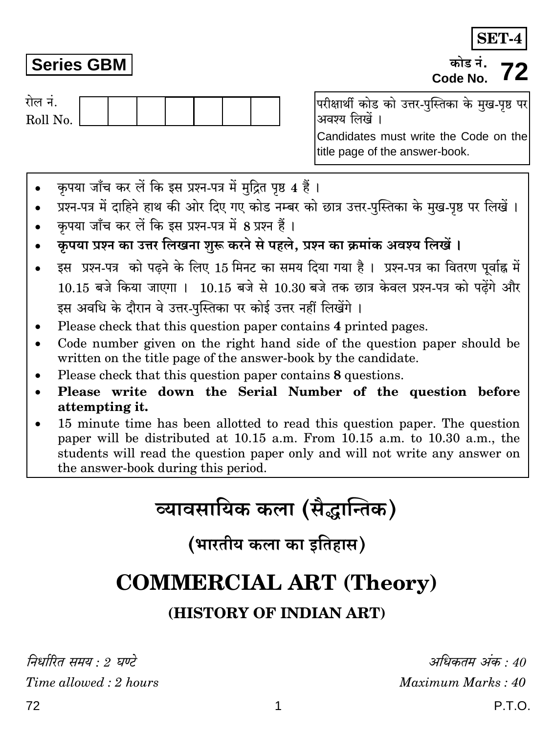**SET-4**

**Series GBM**

कोड नं.
Code No. **72**

रोल नं.
Roll No.

| | | | | | | |
|---|---|---|---|---|---|---|
| | | | | | | |

परीक्षार्थी कोड को उत्तर-पुस्तिका के मुख-पृष्ठ पर अवश्य लिखें ।

Candidates must write the Code on the title page of the answer-book.

- कृपया जाँच कर लें कि इस प्रश्न-पत्र में मुद्रित पृष्ठ 4 हैं ।
- प्रश्न-पत्र में दाहिने हाथ की ओर दिए गए कोड नम्बर को छात्र उत्तर-पुस्तिका के मुख-पृष्ठ पर लिखें ।
- कृपया जाँच कर लें कि इस प्रश्न-पत्र में 8 प्रश्न हैं ।
- **कृपया प्रश्न का उत्तर लिखना शुरू करने से पहले, प्रश्न का क्रमांक अवश्य लिखें ।**
- इस प्रश्न-पत्र को पढ़ने के लिए 15 मिनट का समय दिया गया है । प्रश्न-पत्र का वितरण पूर्वाह्न में 10.15 बजे किया जाएगा । 10.15 बजे से 10.30 बजे तक छात्र केवल प्रश्न-पत्र को पढ़ेंगे और इस अवधि के दौरान वे उत्तर-पुस्तिका पर कोई उत्तर नहीं लिखेंगे ।
- Please check that this question paper contains **4** printed pages.
- Code number given on the right hand side of the question paper should be written on the title page of the answer-book by the candidate.
- Please check that this question paper contains **8** questions.
- **Please write down the Serial Number of the question before attempting it.**
- 15 minute time has been allotted to read this question paper. The question paper will be distributed at 10.15 a.m. From 10.15 a.m. to 10.30 a.m., the students will read the question paper only and will not write any answer on the answer-book during this period.

# व्यावसायिक कला (सैद्धान्तिक)

## (भारतीय कला का इतिहास)

# COMMERCIAL ART (Theory)

## (HISTORY OF INDIAN ART)

*निर्धारित समय : 2 घण्टे* | *अधिकतम अंक : 40*

*Time allowed : 2 hours* | *Maximum Marks : 40*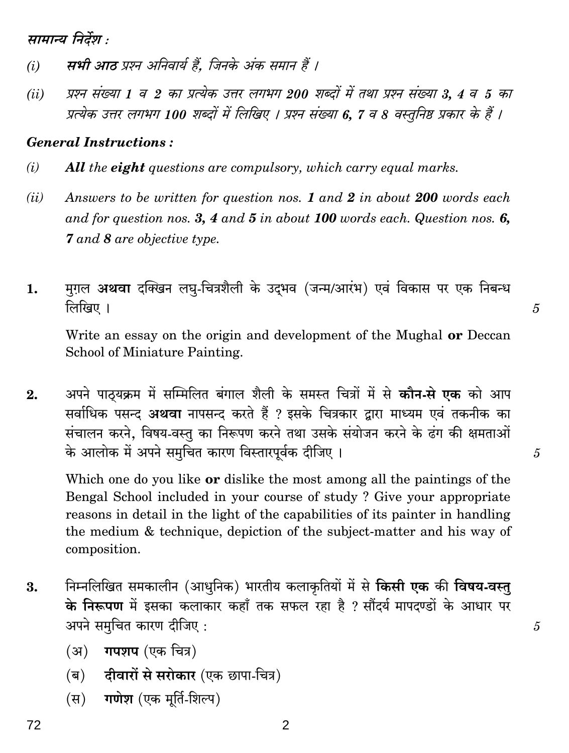*सामान्य निर्देश :*

*(i)* ***सभी आठ*** *प्रश्न अनिवार्य हैं, जिनके अंक समान हैं ।*

*(ii)* *प्रश्न संख्या 1 व 2 का प्रत्येक उत्तर लगभग **200** शब्दों में तथा प्रश्न संख्या **3, 4** व **5** का प्रत्येक उत्तर लगभग **100** शब्दों में लिखिए । प्रश्न संख्या **6, 7** व **8** वस्तुनिष्ठ प्रकार के हैं ।*

***General Instructions :***

*(i)* ***All** the **eight** questions are compulsory, which carry equal marks.*

*(ii)* *Answers to be written for question nos. **1** and **2** in about **200** words each and for question nos. **3, 4** and **5** in about **100** words each. Question nos. **6, 7** and **8** are objective type.*

**1.** मुग़ल **अथवा** दक्खिन लघु-चित्रशैली के उद्भव (जन्म/आरंभ) एवं विकास पर एक निबन्ध लिखिए । 5

Write an essay on the origin and development of the Mughal **or** Deccan School of Miniature Painting.

**2.** अपने पाठ्यक्रम में सम्मिलित बंगाल शैली के समस्त चित्रों में से **कौन-से एक** को आप सर्वाधिक पसन्द **अथवा** नापसन्द करते हैं ? इसके चित्रकार द्वारा माध्यम एवं तकनीक का संचालन करने, विषय-वस्तु का निरूपण करने तथा उसके संयोजन करने के ढंग की क्षमताओं के आलोक में अपने समुचित कारण विस्तारपूर्वक दीजिए । 5

Which one do you like **or** dislike the most among all the paintings of the Bengal School included in your course of study ? Give your appropriate reasons in detail in the light of the capabilities of its painter in handling the medium & technique, depiction of the subject-matter and his way of composition.

**3.** निम्नलिखित समकालीन (आधुनिक) भारतीय कलाकृतियों में से **किसी एक** की **विषय-वस्तु के निरूपण** में इसका कलाकार कहाँ तक सफल रहा है ? सौंदर्य मापदण्डों के आधार पर अपने समुचित कारण दीजिए : 5

(अ) **गपशप** (एक चित्र)

(ब) **दीवारों से सरोकार** (एक छापा-चित्र)

(स) **गणेश** (एक मूर्ति-शिल्प)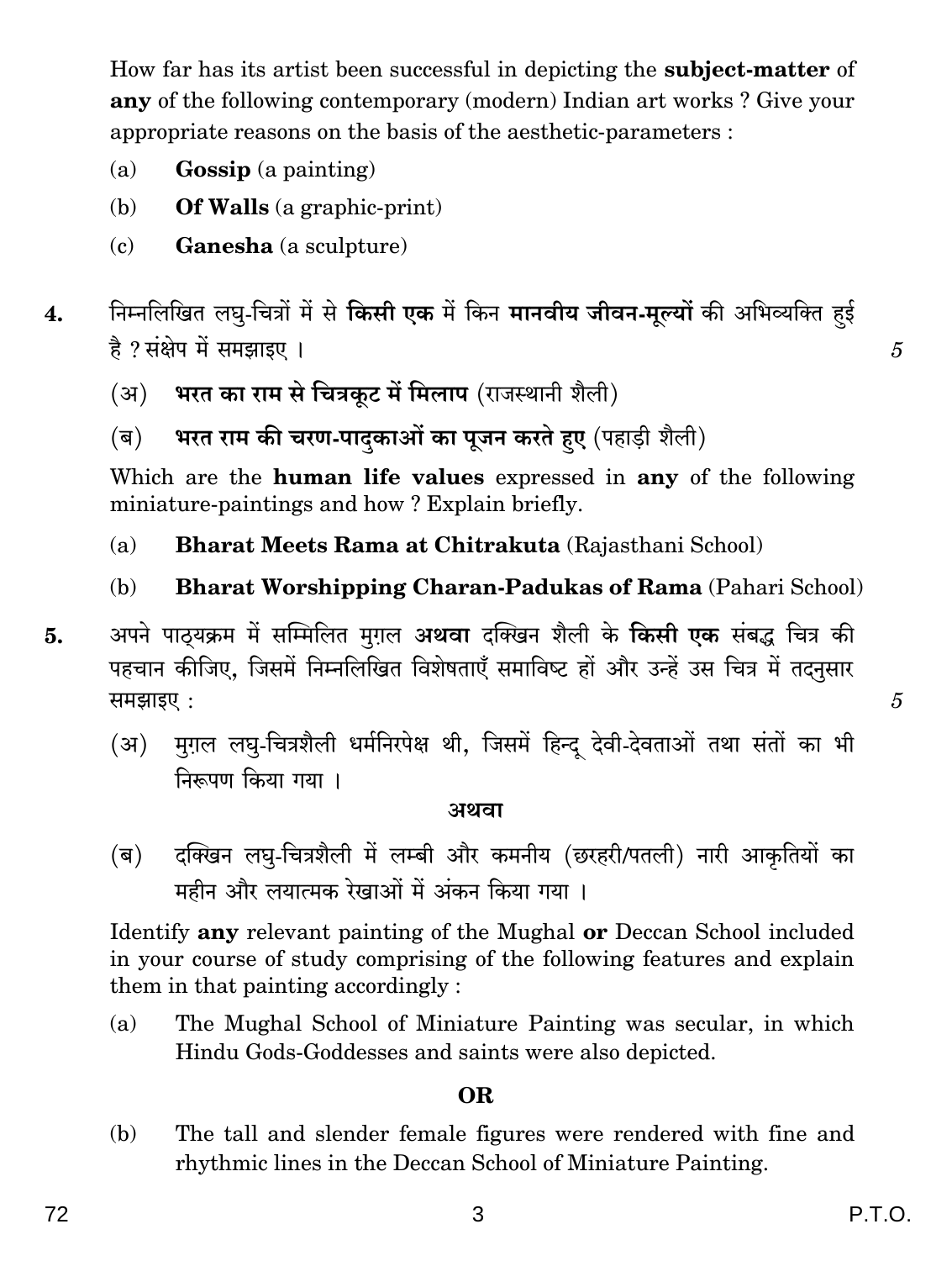How far has its artist been successful in depicting the **subject-matter** of **any** of the following contemporary (modern) Indian art works ? Give your appropriate reasons on the basis of the aesthetic-parameters :

(a) **Gossip** (a painting)

(b) **Of Walls** (a graphic-print)

(c) **Ganesha** (a sculpture)

**4.** निम्नलिखित लघु-चित्रों में से **किसी एक** में किन **मानवीय जीवन-मूल्यों** की अभिव्यक्ति हुई है ? संक्षेप में समझाइए । 5

(अ) **भरत का राम से चित्रकूट में मिलाप** (राजस्थानी शैली)

(ब) **भरत राम की चरण-पादुकाओं का पूजन करते हुए** (पहाड़ी शैली)

Which are the **human life values** expressed in **any** of the following miniature-paintings and how ? Explain briefly.

(a) **Bharat Meets Rama at Chitrakuta** (Rajasthani School)

(b) **Bharat Worshipping Charan-Padukas of Rama** (Pahari School)

**5.** अपने पाठ्यक्रम में सम्मिलित मुग़ल **अथवा** दक्खिन शैली के **किसी एक** संबद्ध चित्र की पहचान कीजिए, जिसमें निम्नलिखित विशेषताएँ समाविष्ट हों और उन्हें उस चित्र में तदनुसार समझाइए : 5

(अ) मुग़ल लघु-चित्रशैली धर्मनिरपेक्ष थी, जिसमें हिन्दू देवी-देवताओं तथा संतों का भी निरूपण किया गया ।

**अथवा**

(ब) दक्खिन लघु-चित्रशैली में लम्बी और कमनीय (छरहरी/पतली) नारी आकृतियों का महीन और लयात्मक रेखाओं में अंकन किया गया ।

Identify **any** relevant painting of the Mughal **or** Deccan School included in your course of study comprising of the following features and explain them in that painting accordingly :

(a) The Mughal School of Miniature Painting was secular, in which Hindu Gods-Goddesses and saints were also depicted.

**OR**

(b) The tall and slender female figures were rendered with fine and rhythmic lines in the Deccan School of Miniature Painting.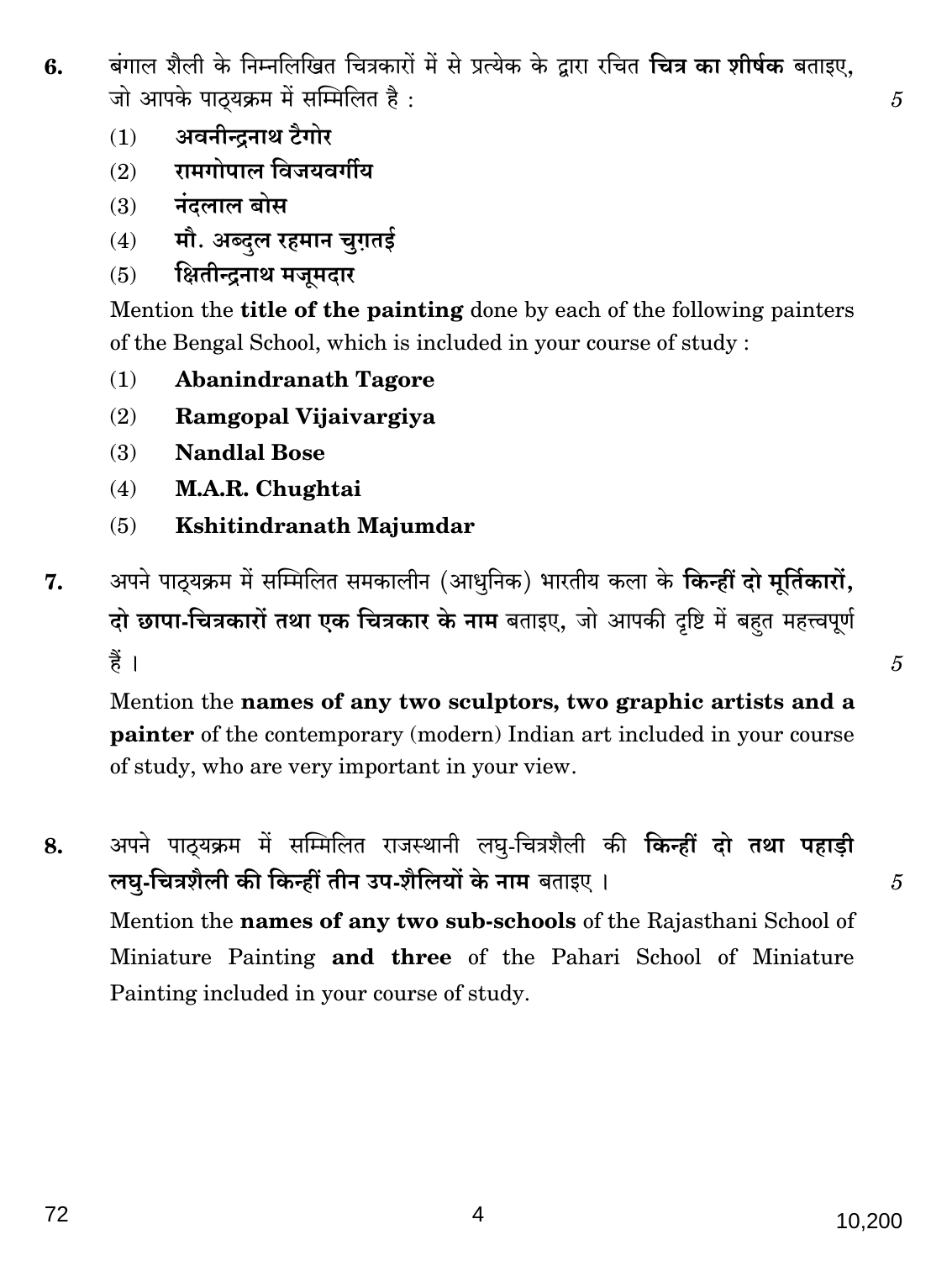6. बंगाल शैली के निम्नलिखित चित्रकारों में से प्रत्येक के द्वारा रचित **चित्र का शीर्षक** बताइए, जो आपके पाठ्यक्रम में सम्मिलित है : 5

   (1) **अवनीन्द्रनाथ टैगोर**
   (2) **रामगोपाल विजयवर्गीय**
   (3) **नंदलाल बोस**
   (4) **मौ. अब्दुल रहमान चुग़तई**
   (5) **क्षितीन्द्रनाथ मजूमदार**

   Mention the **title of the painting** done by each of the following painters of the Bengal School, which is included in your course of study :

   (1) **Abanindranath Tagore**
   (2) **Ramgopal Vijaivargiya**
   (3) **Nandlal Bose**
   (4) **M.A.R. Chughtai**
   (5) **Kshitindranath Majumdar**

7. अपने पाठ्यक्रम में सम्मिलित समकालीन (आधुनिक) भारतीय कला के **किन्हीं दो मूर्तिकारों, दो छापा-चित्रकारों तथा एक चित्रकार के नाम** बताइए, जो आपकी दृष्टि में बहुत महत्त्वपूर्ण हैं । 5

   Mention the **names of any two sculptors, two graphic artists and a painter** of the contemporary (modern) Indian art included in your course of study, who are very important in your view.

8. अपने पाठ्यक्रम में सम्मिलित राजस्थानी लघु-चित्रशैली की **किन्हीं दो तथा पहाड़ी लघु-चित्रशैली की किन्हीं तीन उप-शैलियों के नाम** बताइए । 5

   Mention the **names of any two sub-schools** of the Rajasthani School of Miniature Painting **and three** of the Pahari School of Miniature Painting included in your course of study.